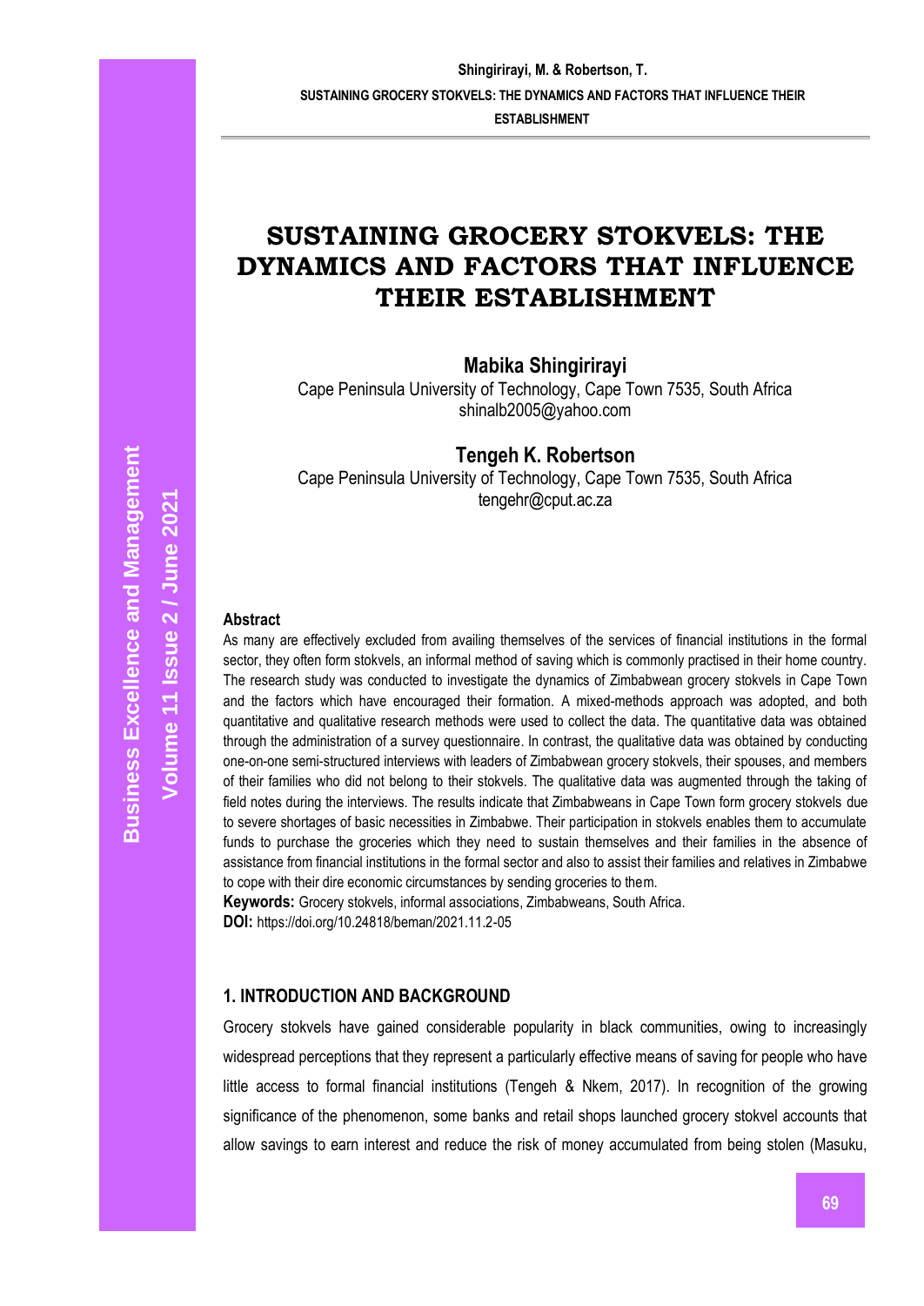# SUSTAINING GROCERY STOKVELS: THE DYNAMICS AND FACTORS THAT INFLUENCE THEIR ESTABLISHMENT

**Mabika Shingirirayi**
Cape Peninsula University of Technology, Cape Town 7535, South Africa
shinalb2005@yahoo.com

**Tengeh K. Robertson**
Cape Peninsula University of Technology, Cape Town 7535, South Africa
tengehr@cput.ac.za

**Abstract**

As many are effectively excluded from availing themselves of the services of financial institutions in the formal sector, they often form stokvels, an informal method of saving which is commonly practised in their home country. The research study was conducted to investigate the dynamics of Zimbabwean grocery stokvels in Cape Town and the factors which have encouraged their formation. A mixed-methods approach was adopted, and both quantitative and qualitative research methods were used to collect the data. The quantitative data was obtained through the administration of a survey questionnaire. In contrast, the qualitative data was obtained by conducting one-on-one semi-structured interviews with leaders of Zimbabwean grocery stokvels, their spouses, and members of their families who did not belong to their stokvels. The qualitative data was augmented through the taking of field notes during the interviews. The results indicate that Zimbabweans in Cape Town form grocery stokvels due to severe shortages of basic necessities in Zimbabwe. Their participation in stokvels enables them to accumulate funds to purchase the groceries which they need to sustain themselves and their families in the absence of assistance from financial institutions in the formal sector and also to assist their families and relatives in Zimbabwe to cope with their dire economic circumstances by sending groceries to them.

**Keywords:** Grocery stokvels, informal associations, Zimbabweans, South Africa.

**DOI:** https://doi.org/10.24818/beman/2021.11.2-05

## 1. INTRODUCTION AND BACKGROUND

Grocery stokvels have gained considerable popularity in black communities, owing to increasingly widespread perceptions that they represent a particularly effective means of saving for people who have little access to formal financial institutions (Tengeh & Nkem, 2017). In recognition of the growing significance of the phenomenon, some banks and retail shops launched grocery stokvel accounts that allow savings to earn interest and reduce the risk of money accumulated from being stolen (Masuku,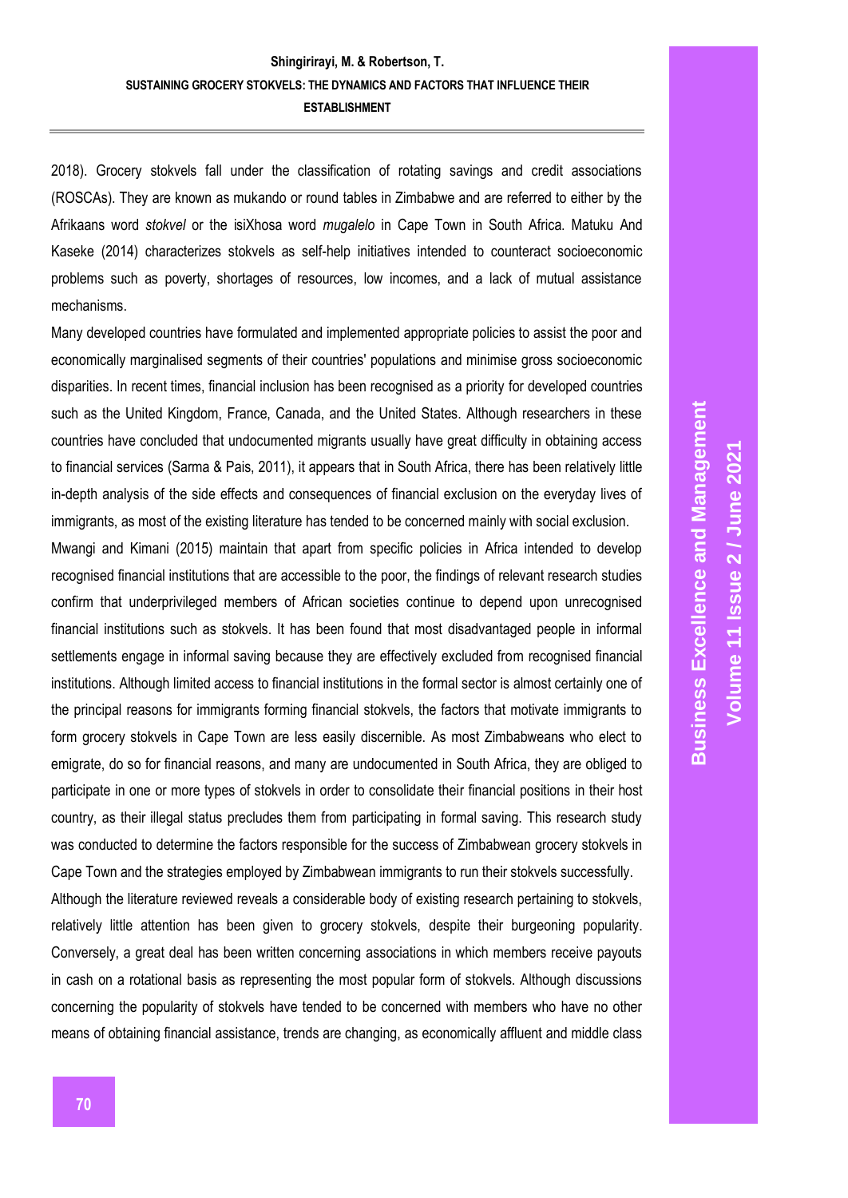2018). Grocery stokvels fall under the classification of rotating savings and credit associations (ROSCAs). They are known as mukando or round tables in Zimbabwe and are referred to either by the Afrikaans word *stokvel* or the isiXhosa word *mugalelo* in Cape Town in South Africa. Matuku And Kaseke (2014) characterizes stokvels as self-help initiatives intended to counteract socioeconomic problems such as poverty, shortages of resources, low incomes, and a lack of mutual assistance mechanisms.

Many developed countries have formulated and implemented appropriate policies to assist the poor and economically marginalised segments of their countries' populations and minimise gross socioeconomic disparities. In recent times, financial inclusion has been recognised as a priority for developed countries such as the United Kingdom, France, Canada, and the United States. Although researchers in these countries have concluded that undocumented migrants usually have great difficulty in obtaining access to financial services (Sarma & Pais, 2011), it appears that in South Africa, there has been relatively little in-depth analysis of the side effects and consequences of financial exclusion on the everyday lives of immigrants, as most of the existing literature has tended to be concerned mainly with social exclusion.

Mwangi and Kimani (2015) maintain that apart from specific policies in Africa intended to develop recognised financial institutions that are accessible to the poor, the findings of relevant research studies confirm that underprivileged members of African societies continue to depend upon unrecognised financial institutions such as stokvels. It has been found that most disadvantaged people in informal settlements engage in informal saving because they are effectively excluded from recognised financial institutions. Although limited access to financial institutions in the formal sector is almost certainly one of the principal reasons for immigrants forming financial stokvels, the factors that motivate immigrants to form grocery stokvels in Cape Town are less easily discernible. As most Zimbabweans who elect to emigrate, do so for financial reasons, and many are undocumented in South Africa, they are obliged to participate in one or more types of stokvels in order to consolidate their financial positions in their host country, as their illegal status precludes them from participating in formal saving. This research study was conducted to determine the factors responsible for the success of Zimbabwean grocery stokvels in Cape Town and the strategies employed by Zimbabwean immigrants to run their stokvels successfully.

Although the literature reviewed reveals a considerable body of existing research pertaining to stokvels, relatively little attention has been given to grocery stokvels, despite their burgeoning popularity. Conversely, a great deal has been written concerning associations in which members receive payouts in cash on a rotational basis as representing the most popular form of stokvels. Although discussions concerning the popularity of stokvels have tended to be concerned with members who have no other means of obtaining financial assistance, trends are changing, as economically affluent and middle class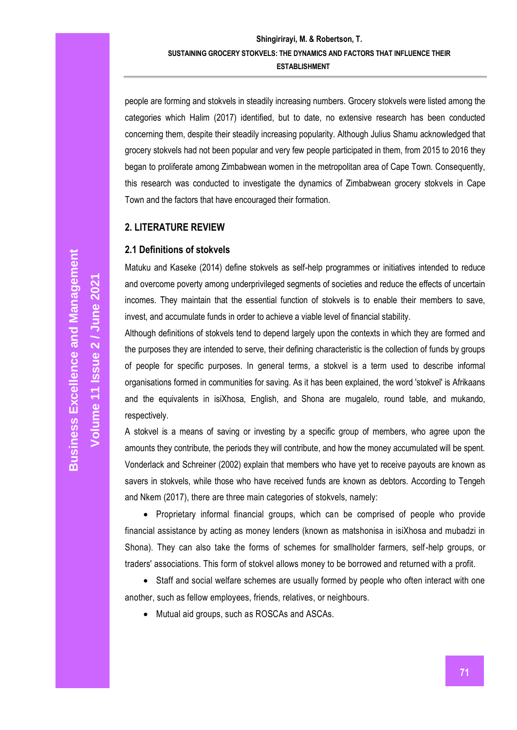people are forming and stokvels in steadily increasing numbers. Grocery stokvels were listed among the categories which Halim (2017) identified, but to date, no extensive research has been conducted concerning them, despite their steadily increasing popularity. Although Julius Shamu acknowledged that grocery stokvels had not been popular and very few people participated in them, from 2015 to 2016 they began to proliferate among Zimbabwean women in the metropolitan area of Cape Town. Consequently, this research was conducted to investigate the dynamics of Zimbabwean grocery stokvels in Cape Town and the factors that have encouraged their formation.

## 2. LITERATURE REVIEW

### 2.1 Definitions of stokvels

Matuku and Kaseke (2014) define stokvels as self-help programmes or initiatives intended to reduce and overcome poverty among underprivileged segments of societies and reduce the effects of uncertain incomes. They maintain that the essential function of stokvels is to enable their members to save, invest, and accumulate funds in order to achieve a viable level of financial stability.

Although definitions of stokvels tend to depend largely upon the contexts in which they are formed and the purposes they are intended to serve, their defining characteristic is the collection of funds by groups of people for specific purposes. In general terms, a stokvel is a term used to describe informal organisations formed in communities for saving. As it has been explained, the word 'stokvel' is Afrikaans and the equivalents in isiXhosa, English, and Shona are mugalelo, round table, and mukando, respectively.

A stokvel is a means of saving or investing by a specific group of members, who agree upon the amounts they contribute, the periods they will contribute, and how the money accumulated will be spent. Vonderlack and Schreiner (2002) explain that members who have yet to receive payouts are known as savers in stokvels, while those who have received funds are known as debtors. According to Tengeh and Nkem (2017), there are three main categories of stokvels, namely:

- Proprietary informal financial groups, which can be comprised of people who provide financial assistance by acting as money lenders (known as matshonisa in isiXhosa and mubadzi in Shona). They can also take the forms of schemes for smallholder farmers, self-help groups, or traders' associations. This form of stokvel allows money to be borrowed and returned with a profit.
- Staff and social welfare schemes are usually formed by people who often interact with one another, such as fellow employees, friends, relatives, or neighbours.
- Mutual aid groups, such as ROSCAs and ASCAs.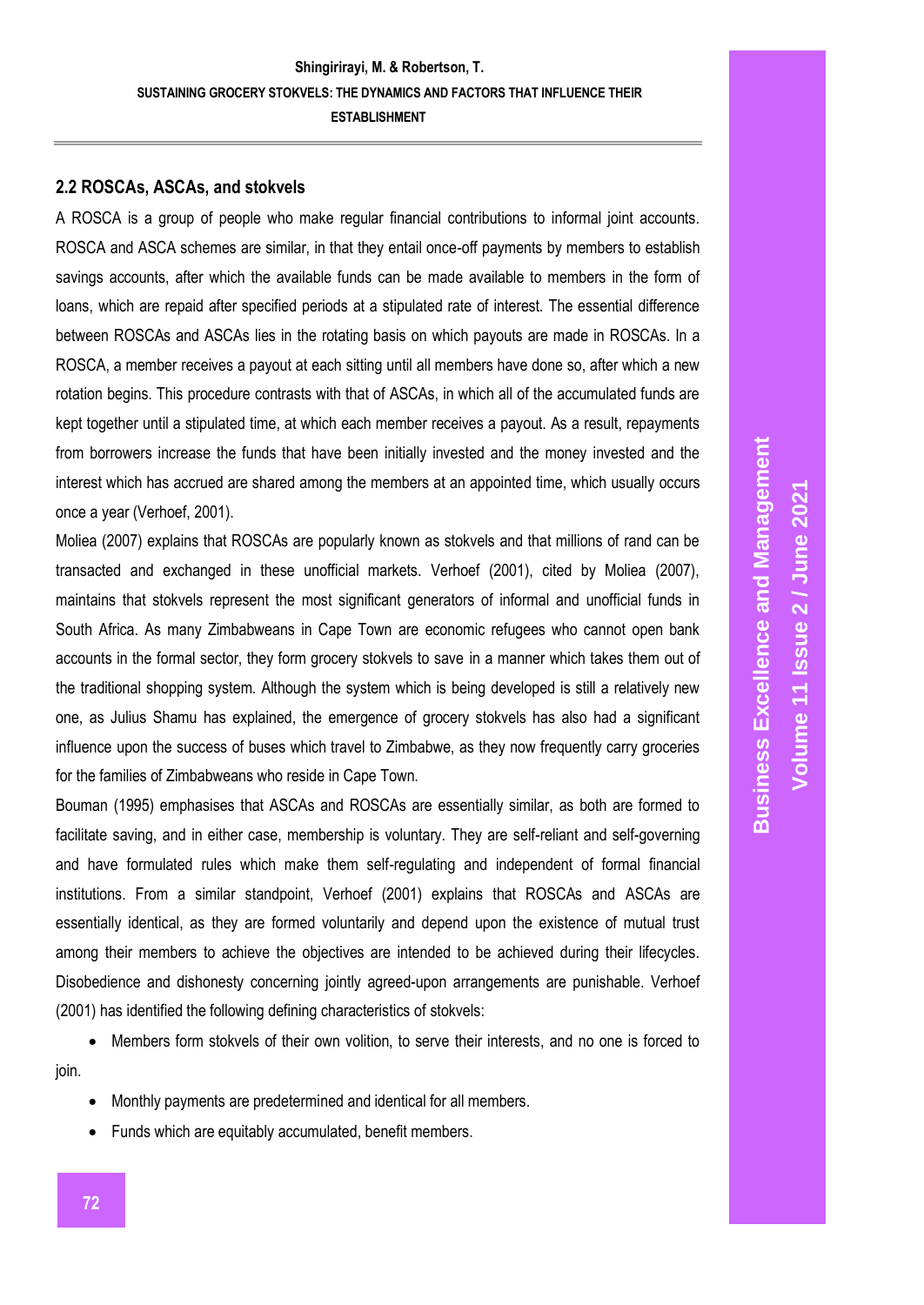## 2.2 ROSCAs, ASCAs, and stokvels

A ROSCA is a group of people who make regular financial contributions to informal joint accounts. ROSCA and ASCA schemes are similar, in that they entail once-off payments by members to establish savings accounts, after which the available funds can be made available to members in the form of loans, which are repaid after specified periods at a stipulated rate of interest. The essential difference between ROSCAs and ASCAs lies in the rotating basis on which payouts are made in ROSCAs. In a ROSCA, a member receives a payout at each sitting until all members have done so, after which a new rotation begins. This procedure contrasts with that of ASCAs, in which all of the accumulated funds are kept together until a stipulated time, at which each member receives a payout. As a result, repayments from borrowers increase the funds that have been initially invested and the money invested and the interest which has accrued are shared among the members at an appointed time, which usually occurs once a year (Verhoef, 2001).

Moliea (2007) explains that ROSCAs are popularly known as stokvels and that millions of rand can be transacted and exchanged in these unofficial markets. Verhoef (2001), cited by Moliea (2007), maintains that stokvels represent the most significant generators of informal and unofficial funds in South Africa. As many Zimbabweans in Cape Town are economic refugees who cannot open bank accounts in the formal sector, they form grocery stokvels to save in a manner which takes them out of the traditional shopping system. Although the system which is being developed is still a relatively new one, as Julius Shamu has explained, the emergence of grocery stokvels has also had a significant influence upon the success of buses which travel to Zimbabwe, as they now frequently carry groceries for the families of Zimbabweans who reside in Cape Town.

Bouman (1995) emphasises that ASCAs and ROSCAs are essentially similar, as both are formed to facilitate saving, and in either case, membership is voluntary. They are self-reliant and self-governing and have formulated rules which make them self-regulating and independent of formal financial institutions. From a similar standpoint, Verhoef (2001) explains that ROSCAs and ASCAs are essentially identical, as they are formed voluntarily and depend upon the existence of mutual trust among their members to achieve the objectives are intended to be achieved during their lifecycles. Disobedience and dishonesty concerning jointly agreed-upon arrangements are punishable. Verhoef (2001) has identified the following defining characteristics of stokvels:

- Members form stokvels of their own volition, to serve their interests, and no one is forced to join.
- Monthly payments are predetermined and identical for all members.
- Funds which are equitably accumulated, benefit members.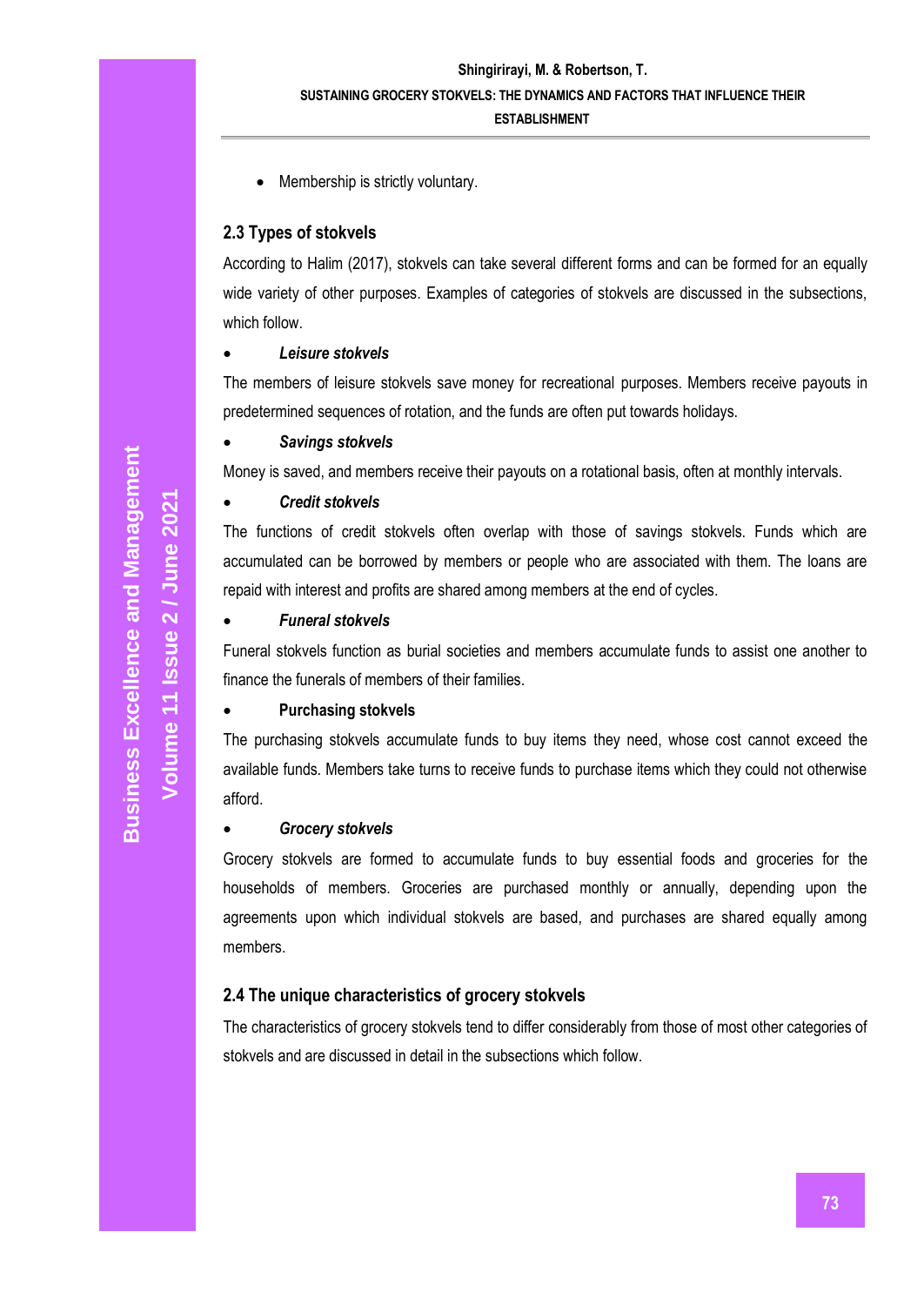- Membership is strictly voluntary.

## 2.3 Types of stokvels

According to Halim (2017), stokvels can take several different forms and can be formed for an equally wide variety of other purposes. Examples of categories of stokvels are discussed in the subsections, which follow.

- ***Leisure stokvels***

The members of leisure stokvels save money for recreational purposes. Members receive payouts in predetermined sequences of rotation, and the funds are often put towards holidays.

- ***Savings stokvels***

Money is saved, and members receive their payouts on a rotational basis, often at monthly intervals.

- ***Credit stokvels***

The functions of credit stokvels often overlap with those of savings stokvels. Funds which are accumulated can be borrowed by members or people who are associated with them. The loans are repaid with interest and profits are shared among members at the end of cycles.

- ***Funeral stokvels***

Funeral stokvels function as burial societies and members accumulate funds to assist one another to finance the funerals of members of their families.

- **Purchasing stokvels**

The purchasing stokvels accumulate funds to buy items they need, whose cost cannot exceed the available funds. Members take turns to receive funds to purchase items which they could not otherwise afford.

- ***Grocery stokvels***

Grocery stokvels are formed to accumulate funds to buy essential foods and groceries for the households of members. Groceries are purchased monthly or annually, depending upon the agreements upon which individual stokvels are based, and purchases are shared equally among members.

## 2.4 The unique characteristics of grocery stokvels

The characteristics of grocery stokvels tend to differ considerably from those of most other categories of stokvels and are discussed in detail in the subsections which follow.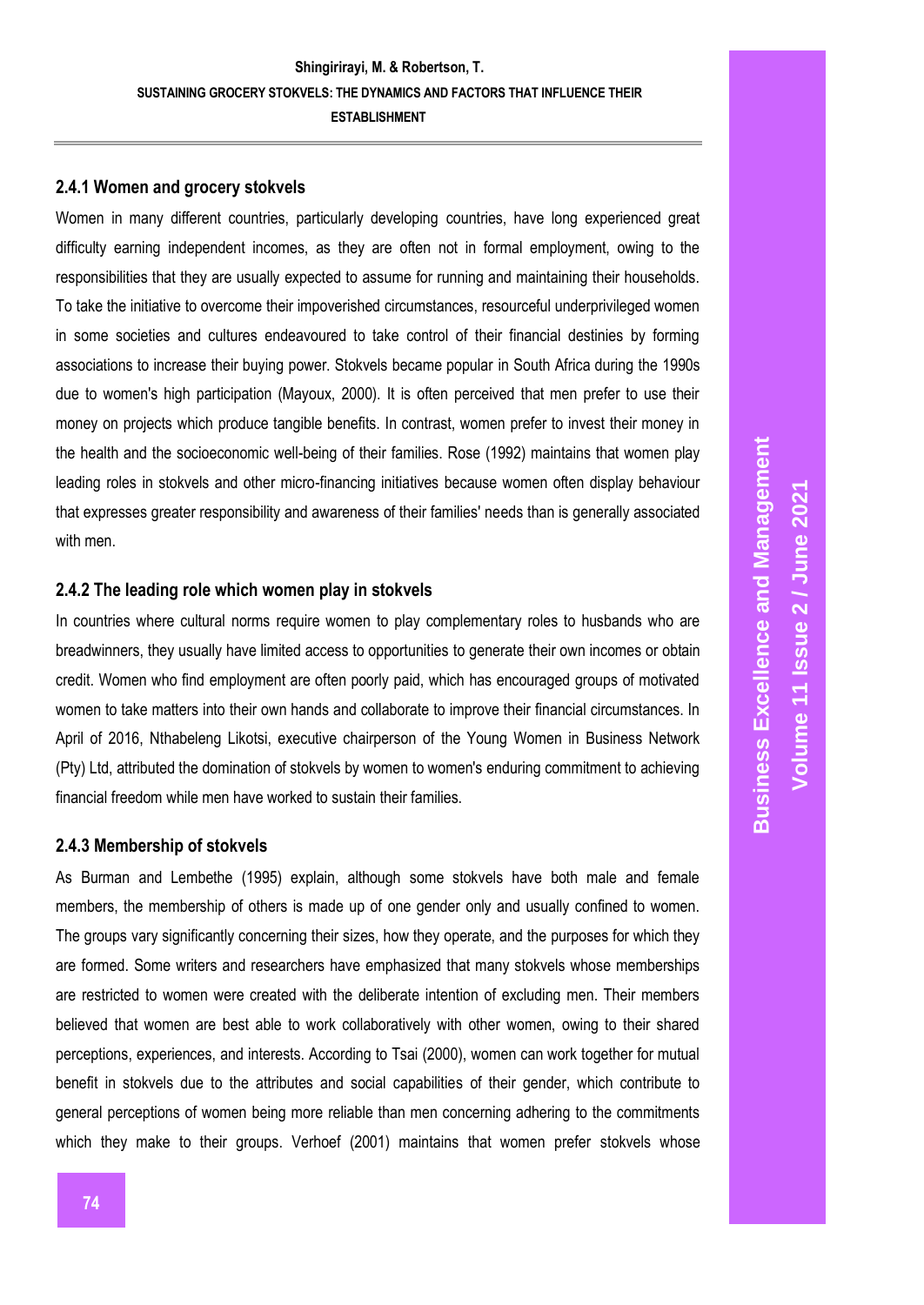### 2.4.1 Women and grocery stokvels

Women in many different countries, particularly developing countries, have long experienced great difficulty earning independent incomes, as they are often not in formal employment, owing to the responsibilities that they are usually expected to assume for running and maintaining their households. To take the initiative to overcome their impoverished circumstances, resourceful underprivileged women in some societies and cultures endeavoured to take control of their financial destinies by forming associations to increase their buying power. Stokvels became popular in South Africa during the 1990s due to women's high participation (Mayoux, 2000). It is often perceived that men prefer to use their money on projects which produce tangible benefits. In contrast, women prefer to invest their money in the health and the socioeconomic well-being of their families. Rose (1992) maintains that women play leading roles in stokvels and other micro-financing initiatives because women often display behaviour that expresses greater responsibility and awareness of their families' needs than is generally associated with men.

### 2.4.2 The leading role which women play in stokvels

In countries where cultural norms require women to play complementary roles to husbands who are breadwinners, they usually have limited access to opportunities to generate their own incomes or obtain credit. Women who find employment are often poorly paid, which has encouraged groups of motivated women to take matters into their own hands and collaborate to improve their financial circumstances. In April of 2016, Nthabeleng Likotsi, executive chairperson of the Young Women in Business Network (Pty) Ltd, attributed the domination of stokvels by women to women's enduring commitment to achieving financial freedom while men have worked to sustain their families.

### 2.4.3 Membership of stokvels

As Burman and Lembethe (1995) explain, although some stokvels have both male and female members, the membership of others is made up of one gender only and usually confined to women. The groups vary significantly concerning their sizes, how they operate, and the purposes for which they are formed. Some writers and researchers have emphasized that many stokvels whose memberships are restricted to women were created with the deliberate intention of excluding men. Their members believed that women are best able to work collaboratively with other women, owing to their shared perceptions, experiences, and interests. According to Tsai (2000), women can work together for mutual benefit in stokvels due to the attributes and social capabilities of their gender, which contribute to general perceptions of women being more reliable than men concerning adhering to the commitments which they make to their groups. Verhoef (2001) maintains that women prefer stokvels whose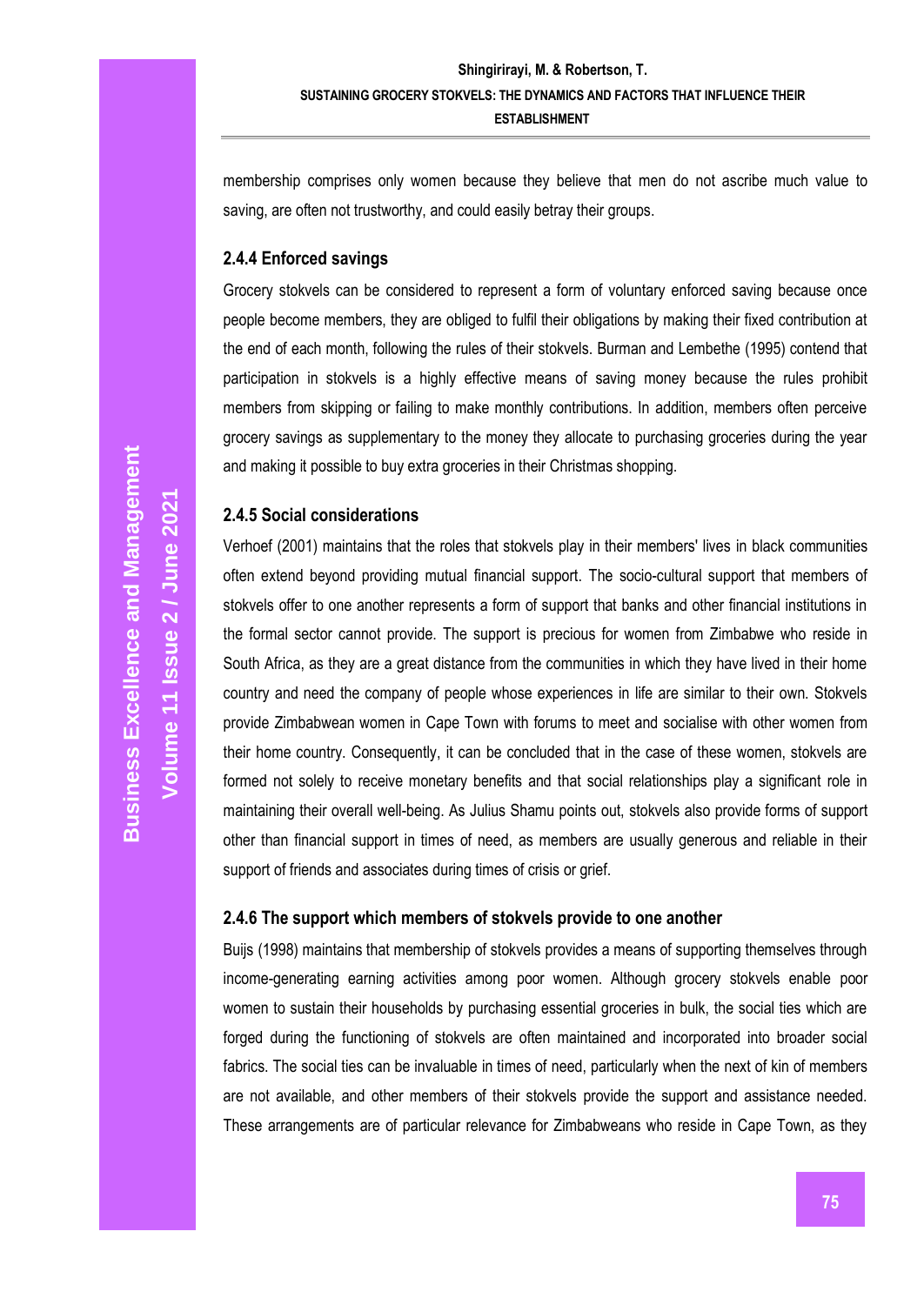membership comprises only women because they believe that men do not ascribe much value to saving, are often not trustworthy, and could easily betray their groups.

### 2.4.4 Enforced savings

Grocery stokvels can be considered to represent a form of voluntary enforced saving because once people become members, they are obliged to fulfil their obligations by making their fixed contribution at the end of each month, following the rules of their stokvels. Burman and Lembethe (1995) contend that participation in stokvels is a highly effective means of saving money because the rules prohibit members from skipping or failing to make monthly contributions. In addition, members often perceive grocery savings as supplementary to the money they allocate to purchasing groceries during the year and making it possible to buy extra groceries in their Christmas shopping.

### 2.4.5 Social considerations

Verhoef (2001) maintains that the roles that stokvels play in their members' lives in black communities often extend beyond providing mutual financial support. The socio-cultural support that members of stokvels offer to one another represents a form of support that banks and other financial institutions in the formal sector cannot provide. The support is precious for women from Zimbabwe who reside in South Africa, as they are a great distance from the communities in which they have lived in their home country and need the company of people whose experiences in life are similar to their own. Stokvels provide Zimbabwean women in Cape Town with forums to meet and socialise with other women from their home country. Consequently, it can be concluded that in the case of these women, stokvels are formed not solely to receive monetary benefits and that social relationships play a significant role in maintaining their overall well-being. As Julius Shamu points out, stokvels also provide forms of support other than financial support in times of need, as members are usually generous and reliable in their support of friends and associates during times of crisis or grief.

### 2.4.6 The support which members of stokvels provide to one another

Buijs (1998) maintains that membership of stokvels provides a means of supporting themselves through income-generating earning activities among poor women. Although grocery stokvels enable poor women to sustain their households by purchasing essential groceries in bulk, the social ties which are forged during the functioning of stokvels are often maintained and incorporated into broader social fabrics. The social ties can be invaluable in times of need, particularly when the next of kin of members are not available, and other members of their stokvels provide the support and assistance needed. These arrangements are of particular relevance for Zimbabweans who reside in Cape Town, as they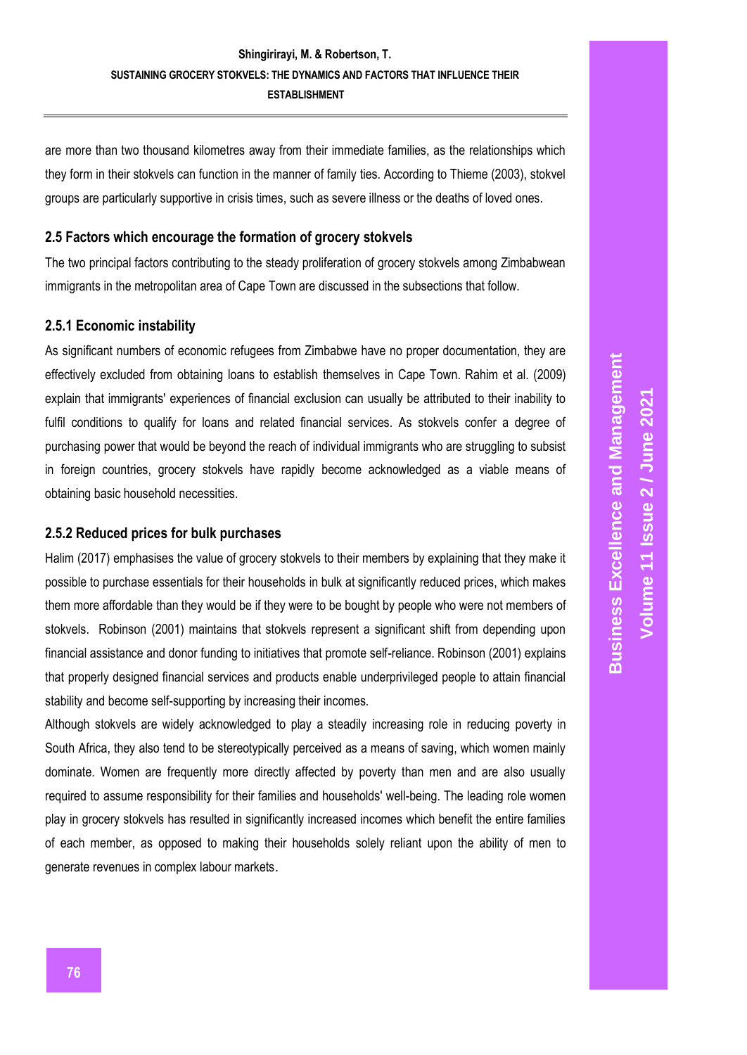are more than two thousand kilometres away from their immediate families, as the relationships which they form in their stokvels can function in the manner of family ties. According to Thieme (2003), stokvel groups are particularly supportive in crisis times, such as severe illness or the deaths of loved ones.

### 2.5 Factors which encourage the formation of grocery stokvels

The two principal factors contributing to the steady proliferation of grocery stokvels among Zimbabwean immigrants in the metropolitan area of Cape Town are discussed in the subsections that follow.

#### 2.5.1 Economic instability

As significant numbers of economic refugees from Zimbabwe have no proper documentation, they are effectively excluded from obtaining loans to establish themselves in Cape Town. Rahim et al. (2009) explain that immigrants' experiences of financial exclusion can usually be attributed to their inability to fulfil conditions to qualify for loans and related financial services. As stokvels confer a degree of purchasing power that would be beyond the reach of individual immigrants who are struggling to subsist in foreign countries, grocery stokvels have rapidly become acknowledged as a viable means of obtaining basic household necessities.

#### 2.5.2 Reduced prices for bulk purchases

Halim (2017) emphasises the value of grocery stokvels to their members by explaining that they make it possible to purchase essentials for their households in bulk at significantly reduced prices, which makes them more affordable than they would be if they were to be bought by people who were not members of stokvels. Robinson (2001) maintains that stokvels represent a significant shift from depending upon financial assistance and donor funding to initiatives that promote self-reliance. Robinson (2001) explains that properly designed financial services and products enable underprivileged people to attain financial stability and become self-supporting by increasing their incomes.

Although stokvels are widely acknowledged to play a steadily increasing role in reducing poverty in South Africa, they also tend to be stereotypically perceived as a means of saving, which women mainly dominate. Women are frequently more directly affected by poverty than men and are also usually required to assume responsibility for their families and households' well-being. The leading role women play in grocery stokvels has resulted in significantly increased incomes which benefit the entire families of each member, as opposed to making their households solely reliant upon the ability of men to generate revenues in complex labour markets.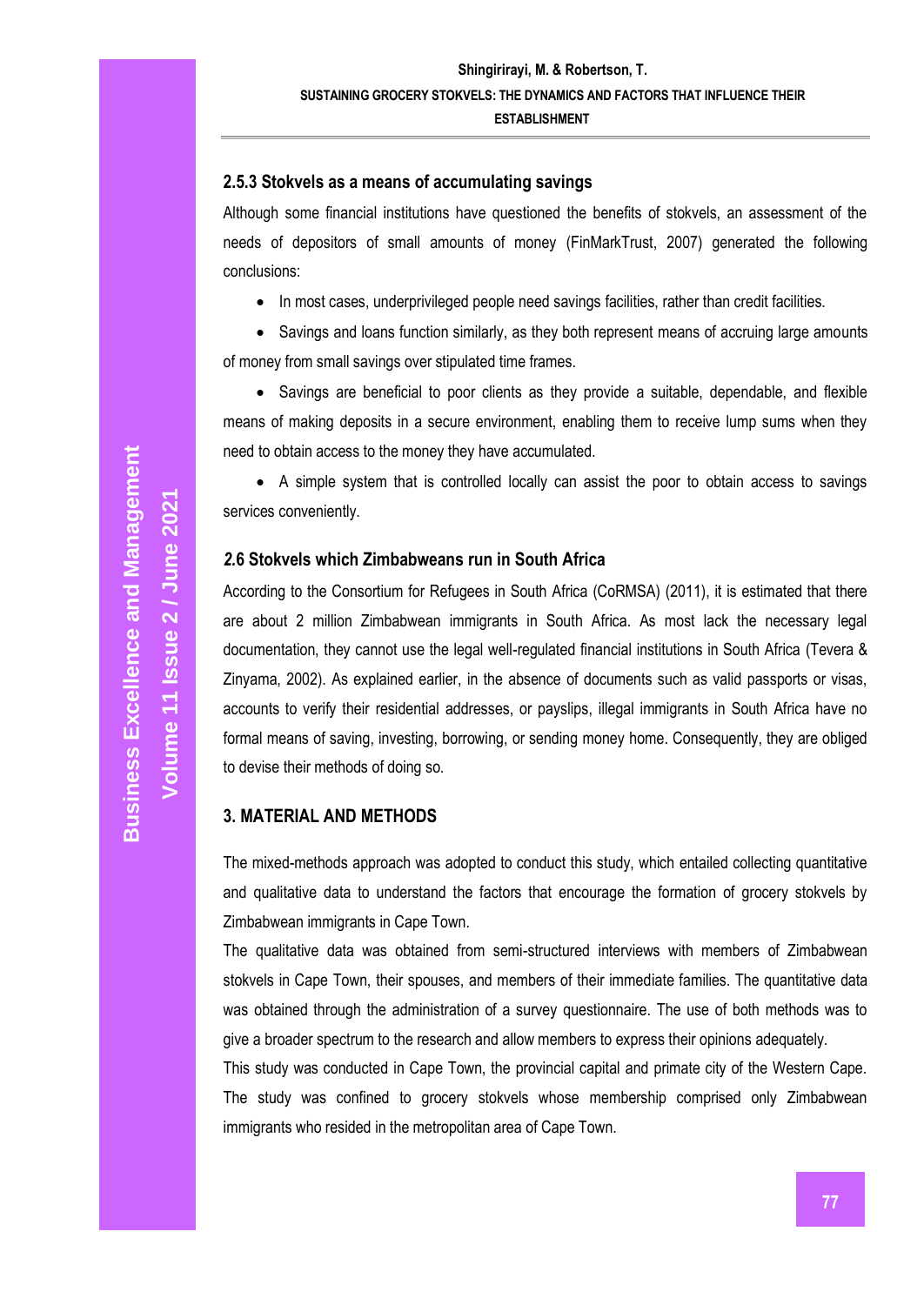### 2.5.3 Stokvels as a means of accumulating savings

Although some financial institutions have questioned the benefits of stokvels, an assessment of the needs of depositors of small amounts of money (FinMarkTrust, 2007) generated the following conclusions:

- In most cases, underprivileged people need savings facilities, rather than credit facilities.
- Savings and loans function similarly, as they both represent means of accruing large amounts of money from small savings over stipulated time frames.
- Savings are beneficial to poor clients as they provide a suitable, dependable, and flexible means of making deposits in a secure environment, enabling them to receive lump sums when they need to obtain access to the money they have accumulated.
- A simple system that is controlled locally can assist the poor to obtain access to savings services conveniently.

### 2.6 Stokvels which Zimbabweans run in South Africa

According to the Consortium for Refugees in South Africa (CoRMSA) (2011), it is estimated that there are about 2 million Zimbabwean immigrants in South Africa. As most lack the necessary legal documentation, they cannot use the legal well-regulated financial institutions in South Africa (Tevera & Zinyama, 2002). As explained earlier, in the absence of documents such as valid passports or visas, accounts to verify their residential addresses, or payslips, illegal immigrants in South Africa have no formal means of saving, investing, borrowing, or sending money home. Consequently, they are obliged to devise their methods of doing so.

## 3. MATERIAL AND METHODS

The mixed-methods approach was adopted to conduct this study, which entailed collecting quantitative and qualitative data to understand the factors that encourage the formation of grocery stokvels by Zimbabwean immigrants in Cape Town.

The qualitative data was obtained from semi-structured interviews with members of Zimbabwean stokvels in Cape Town, their spouses, and members of their immediate families. The quantitative data was obtained through the administration of a survey questionnaire. The use of both methods was to give a broader spectrum to the research and allow members to express their opinions adequately.

This study was conducted in Cape Town, the provincial capital and primate city of the Western Cape. The study was confined to grocery stokvels whose membership comprised only Zimbabwean immigrants who resided in the metropolitan area of Cape Town.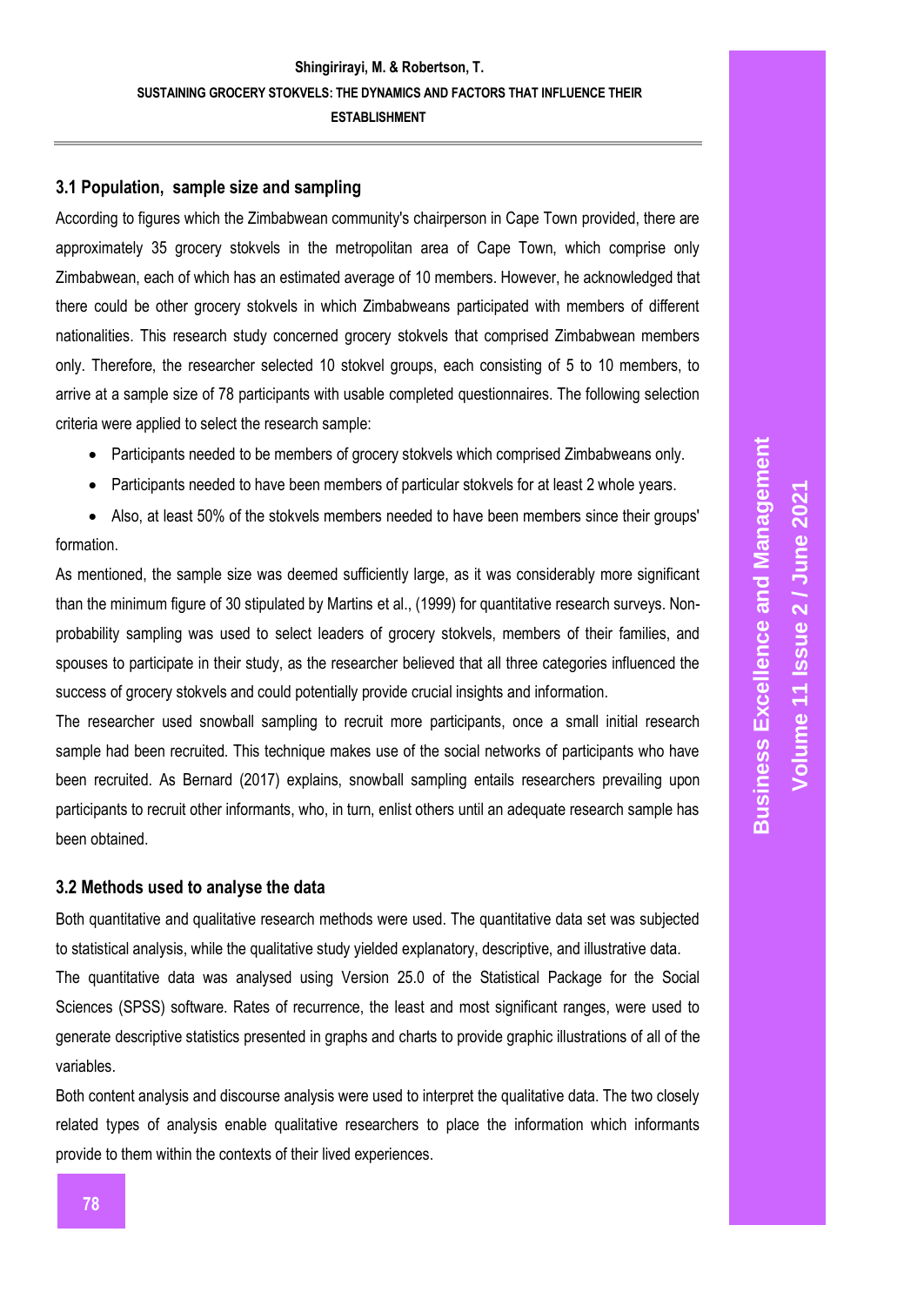### 3.1 Population, sample size and sampling

According to figures which the Zimbabwean community's chairperson in Cape Town provided, there are approximately 35 grocery stokvels in the metropolitan area of Cape Town, which comprise only Zimbabwean, each of which has an estimated average of 10 members. However, he acknowledged that there could be other grocery stokvels in which Zimbabweans participated with members of different nationalities. This research study concerned grocery stokvels that comprised Zimbabwean members only. Therefore, the researcher selected 10 stokvel groups, each consisting of 5 to 10 members, to arrive at a sample size of 78 participants with usable completed questionnaires. The following selection criteria were applied to select the research sample:

- Participants needed to be members of grocery stokvels which comprised Zimbabweans only.
- Participants needed to have been members of particular stokvels for at least 2 whole years.
- Also, at least 50% of the stokvels members needed to have been members since their groups' formation.

As mentioned, the sample size was deemed sufficiently large, as it was considerably more significant than the minimum figure of 30 stipulated by Martins et al., (1999) for quantitative research surveys. Non-probability sampling was used to select leaders of grocery stokvels, members of their families, and spouses to participate in their study, as the researcher believed that all three categories influenced the success of grocery stokvels and could potentially provide crucial insights and information.

The researcher used snowball sampling to recruit more participants, once a small initial research sample had been recruited. This technique makes use of the social networks of participants who have been recruited. As Bernard (2017) explains, snowball sampling entails researchers prevailing upon participants to recruit other informants, who, in turn, enlist others until an adequate research sample has been obtained.

### 3.2 Methods used to analyse the data

Both quantitative and qualitative research methods were used. The quantitative data set was subjected to statistical analysis, while the qualitative study yielded explanatory, descriptive, and illustrative data.

The quantitative data was analysed using Version 25.0 of the Statistical Package for the Social Sciences (SPSS) software. Rates of recurrence, the least and most significant ranges, were used to generate descriptive statistics presented in graphs and charts to provide graphic illustrations of all of the variables.

Both content analysis and discourse analysis were used to interpret the qualitative data. The two closely related types of analysis enable qualitative researchers to place the information which informants provide to them within the contexts of their lived experiences.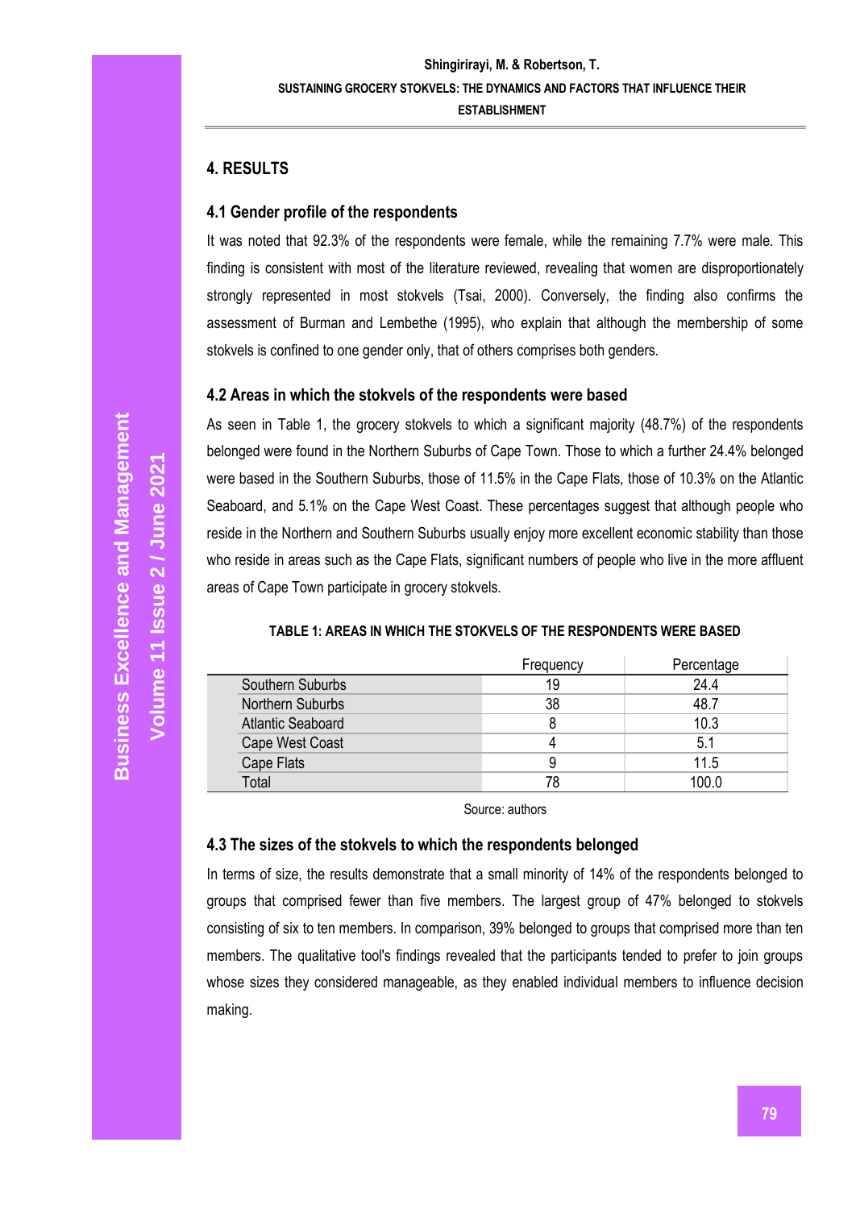## 4. RESULTS

### 4.1 Gender profile of the respondents

It was noted that 92.3% of the respondents were female, while the remaining 7.7% were male. This finding is consistent with most of the literature reviewed, revealing that women are disproportionately strongly represented in most stokvels (Tsai, 2000). Conversely, the finding also confirms the assessment of Burman and Lembethe (1995), who explain that although the membership of some stokvels is confined to one gender only, that of others comprises both genders.

### 4.2 Areas in which the stokvels of the respondents were based

As seen in Table 1, the grocery stokvels to which a significant majority (48.7%) of the respondents belonged were found in the Northern Suburbs of Cape Town. Those to which a further 24.4% belonged were based in the Southern Suburbs, those of 11.5% in the Cape Flats, those of 10.3% on the Atlantic Seaboard, and 5.1% on the Cape West Coast. These percentages suggest that although people who reside in the Northern and Southern Suburbs usually enjoy more excellent economic stability than those who reside in areas such as the Cape Flats, significant numbers of people who live in the more affluent areas of Cape Town participate in grocery stokvels.

**TABLE 1: AREAS IN WHICH THE STOKVELS OF THE RESPONDENTS WERE BASED**

| | Frequency | Percentage |
|---|---|---|
| Southern Suburbs | 19 | 24.4 |
| Northern Suburbs | 38 | 48.7 |
| Atlantic Seaboard | 8 | 10.3 |
| Cape West Coast | 4 | 5.1 |
| Cape Flats | 9 | 11.5 |
| Total | 78 | 100.0 |

Source: authors

### 4.3 The sizes of the stokvels to which the respondents belonged

In terms of size, the results demonstrate that a small minority of 14% of the respondents belonged to groups that comprised fewer than five members. The largest group of 47% belonged to stokvels consisting of six to ten members. In comparison, 39% belonged to groups that comprised more than ten members. The qualitative tool's findings revealed that the participants tended to prefer to join groups whose sizes they considered manageable, as they enabled individual members to influence decision making.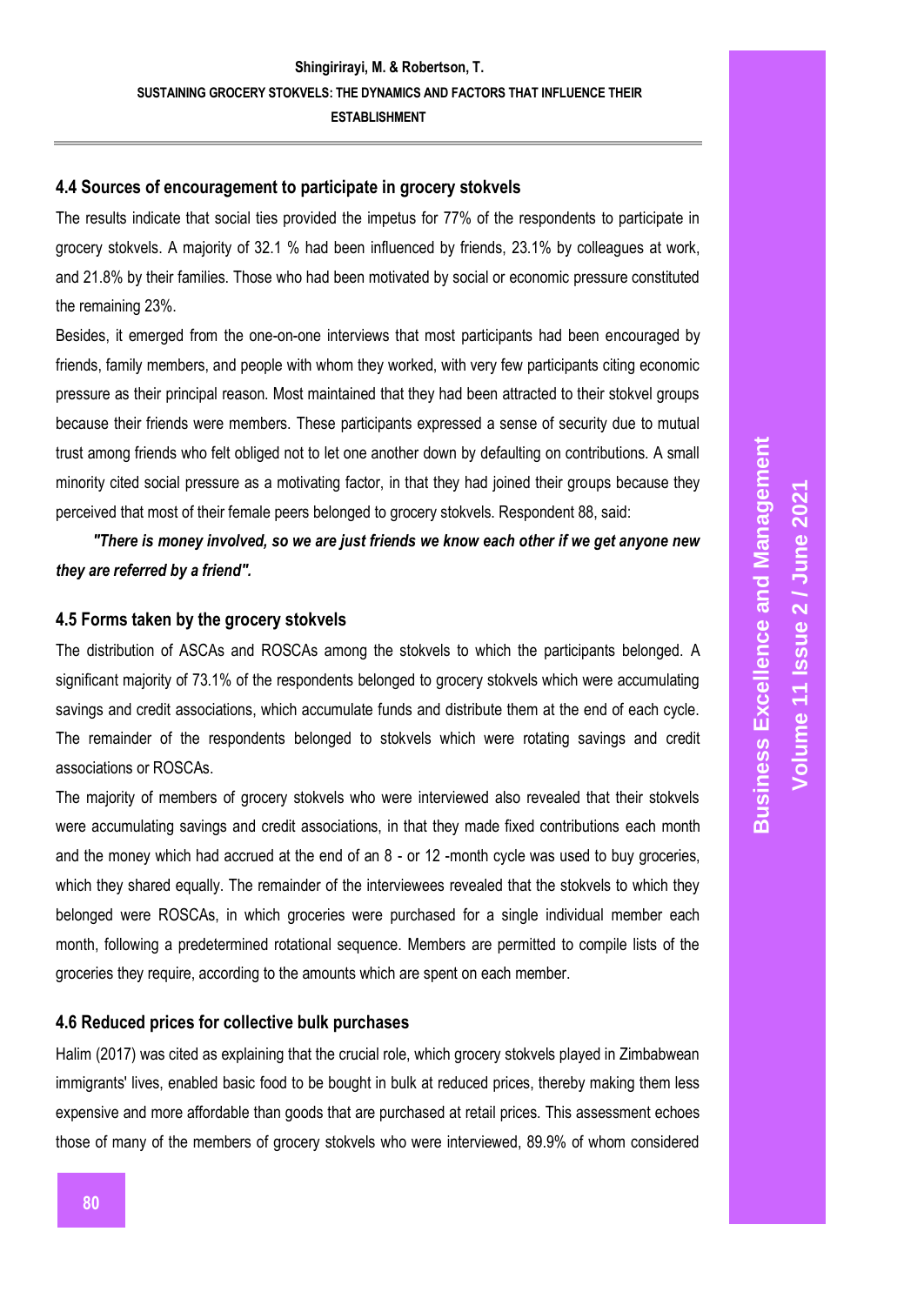### 4.4 Sources of encouragement to participate in grocery stokvels

The results indicate that social ties provided the impetus for 77% of the respondents to participate in grocery stokvels. A majority of 32.1 % had been influenced by friends, 23.1% by colleagues at work, and 21.8% by their families. Those who had been motivated by social or economic pressure constituted the remaining 23%.

Besides, it emerged from the one-on-one interviews that most participants had been encouraged by friends, family members, and people with whom they worked, with very few participants citing economic pressure as their principal reason. Most maintained that they had been attracted to their stokvel groups because their friends were members. These participants expressed a sense of security due to mutual trust among friends who felt obliged not to let one another down by defaulting on contributions. A small minority cited social pressure as a motivating factor, in that they had joined their groups because they perceived that most of their female peers belonged to grocery stokvels. Respondent 88, said:

***"There is money involved, so we are just friends we know each other if we get anyone new they are referred by a friend".***

### 4.5 Forms taken by the grocery stokvels

The distribution of ASCAs and ROSCAs among the stokvels to which the participants belonged. A significant majority of 73.1% of the respondents belonged to grocery stokvels which were accumulating savings and credit associations, which accumulate funds and distribute them at the end of each cycle. The remainder of the respondents belonged to stokvels which were rotating savings and credit associations or ROSCAs.

The majority of members of grocery stokvels who were interviewed also revealed that their stokvels were accumulating savings and credit associations, in that they made fixed contributions each month and the money which had accrued at the end of an 8 - or 12 -month cycle was used to buy groceries, which they shared equally. The remainder of the interviewees revealed that the stokvels to which they belonged were ROSCAs, in which groceries were purchased for a single individual member each month, following a predetermined rotational sequence. Members are permitted to compile lists of the groceries they require, according to the amounts which are spent on each member.

### 4.6 Reduced prices for collective bulk purchases

Halim (2017) was cited as explaining that the crucial role, which grocery stokvels played in Zimbabwean immigrants' lives, enabled basic food to be bought in bulk at reduced prices, thereby making them less expensive and more affordable than goods that are purchased at retail prices. This assessment echoes those of many of the members of grocery stokvels who were interviewed, 89.9% of whom considered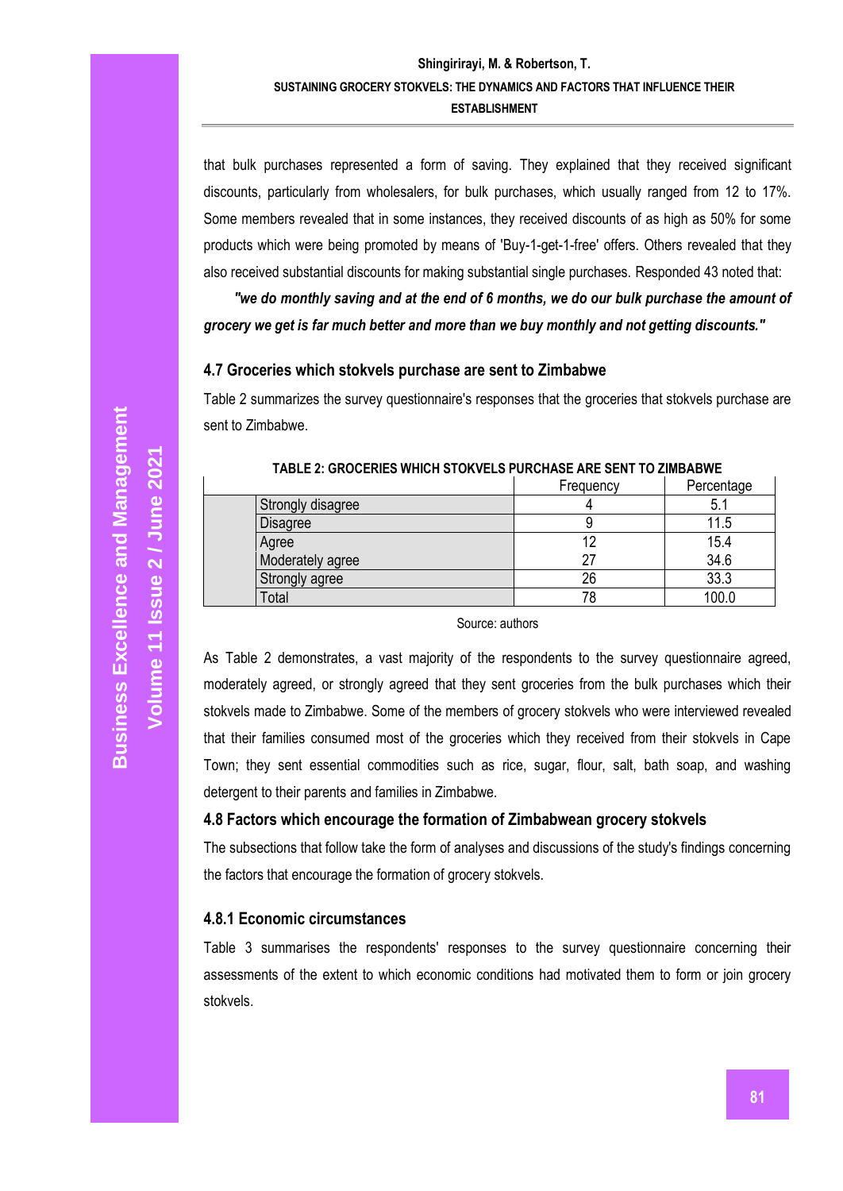that bulk purchases represented a form of saving. They explained that they received significant discounts, particularly from wholesalers, for bulk purchases, which usually ranged from 12 to 17%. Some members revealed that in some instances, they received discounts of as high as 50% for some products which were being promoted by means of 'Buy-1-get-1-free' offers. Others revealed that they also received substantial discounts for making substantial single purchases. Responded 43 noted that:

***"we do monthly saving and at the end of 6 months, we do our bulk purchase the amount of grocery we get is far much better and more than we buy monthly and not getting discounts."***

### 4.7 Groceries which stokvels purchase are sent to Zimbabwe

Table 2 summarizes the survey questionnaire's responses that the groceries that stokvels purchase are sent to Zimbabwe.

**TABLE 2: GROCERIES WHICH STOKVELS PURCHASE ARE SENT TO ZIMBABWE**

| | | Frequency | Percentage |
|---|---|---|---|
| | Strongly disagree | 4 | 5.1 |
| | Disagree | 9 | 11.5 |
| | Agree | 12 | 15.4 |
| | Moderately agree | 27 | 34.6 |
| | Strongly agree | 26 | 33.3 |
| | Total | 78 | 100.0 |

Source: authors

As Table 2 demonstrates, a vast majority of the respondents to the survey questionnaire agreed, moderately agreed, or strongly agreed that they sent groceries from the bulk purchases which their stokvels made to Zimbabwe. Some of the members of grocery stokvels who were interviewed revealed that their families consumed most of the groceries which they received from their stokvels in Cape Town; they sent essential commodities such as rice, sugar, flour, salt, bath soap, and washing detergent to their parents and families in Zimbabwe.

### 4.8 Factors which encourage the formation of Zimbabwean grocery stokvels

The subsections that follow take the form of analyses and discussions of the study's findings concerning the factors that encourage the formation of grocery stokvels.

#### 4.8.1 Economic circumstances

Table 3 summarises the respondents' responses to the survey questionnaire concerning their assessments of the extent to which economic conditions had motivated them to form or join grocery stokvels.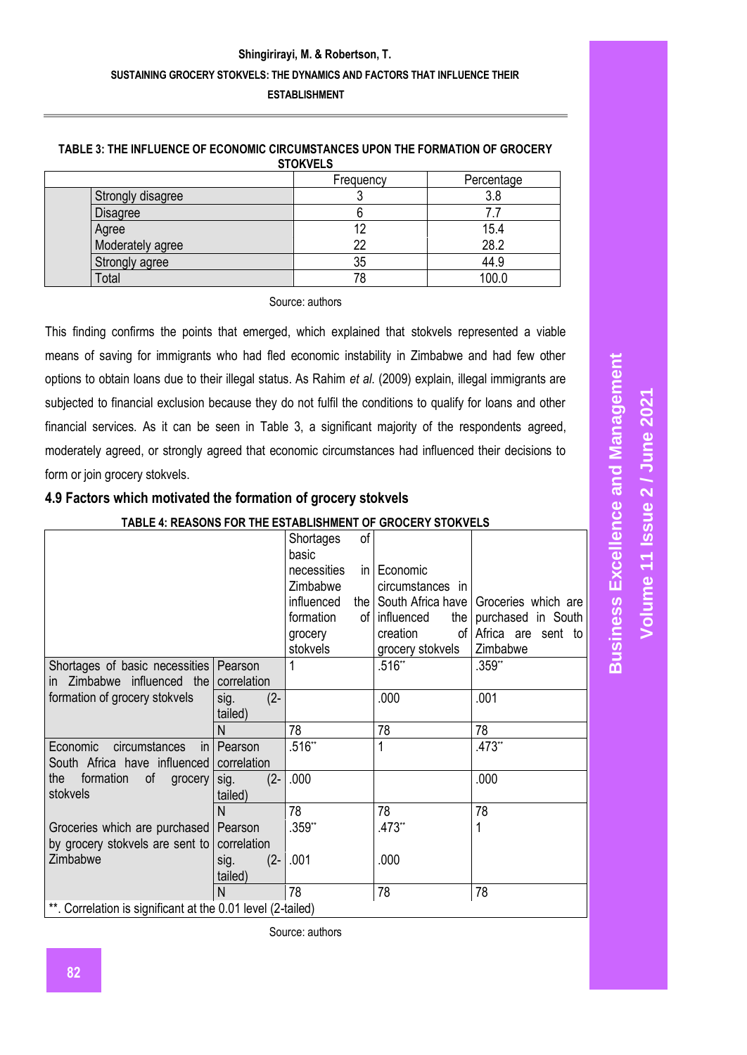**TABLE 3: THE INFLUENCE OF ECONOMIC CIRCUMSTANCES UPON THE FORMATION OF GROCERY STOKVELS**

| | | Frequency | Percentage |
|---|---|---|---|
| | Strongly disagree | 3 | 3.8 |
| | Disagree | 6 | 7.7 |
| | Agree | 12 | 15.4 |
| | Moderately agree | 22 | 28.2 |
| | Strongly agree | 35 | 44.9 |
| | Total | 78 | 100.0 |

Source: authors

This finding confirms the points that emerged, which explained that stokvels represented a viable means of saving for immigrants who had fled economic instability in Zimbabwe and had few other options to obtain loans due to their illegal status. As Rahim *et al*. (2009) explain, illegal immigrants are subjected to financial exclusion because they do not fulfil the conditions to qualify for loans and other financial services. As it can be seen in Table 3, a significant majority of the respondents agreed, moderately agreed, or strongly agreed that economic circumstances had influenced their decisions to form or join grocery stokvels.

### 4.9 Factors which motivated the formation of grocery stokvels

**TABLE 4: REASONS FOR THE ESTABLISHMENT OF GROCERY STOKVELS**

| | | Shortages of basic necessities in Zimbabwe influenced the formation of grocery stokvels | Economic circumstances in South Africa have influenced the creation of grocery stokvels | Groceries which are purchased in South Africa are sent to Zimbabwe |
|---|---|---|---|---|
| Shortages of basic necessities in Zimbabwe influenced the formation of grocery stokvels | Pearson correlation | 1 | .516** | .359** |
| | sig. (2-tailed) | | .000 | .001 |
| | N | 78 | 78 | 78 |
| Economic circumstances in South Africa have influenced the formation of grocery stokvels | Pearson correlation | .516** | 1 | .473** |
| | sig. (2-tailed) | .000 | | .000 |
| | N | 78 | 78 | 78 |
| Groceries which are purchased by grocery stokvels are sent to Zimbabwe | Pearson correlation | .359** | .473** | 1 |
| | sig. (2-tailed) | .001 | .000 | |
| | N | 78 | 78 | 78 |

**. Correlation is significant at the 0.01 level (2-tailed)

Source: authors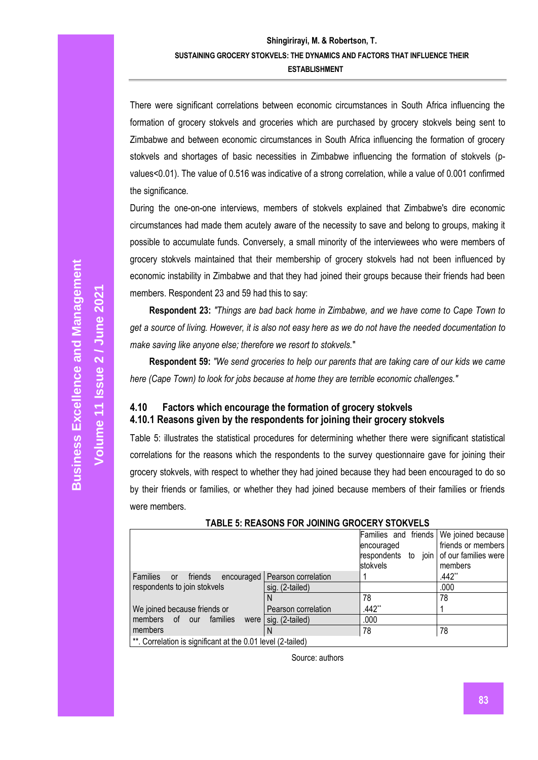There were significant correlations between economic circumstances in South Africa influencing the formation of grocery stokvels and groceries which are purchased by grocery stokvels being sent to Zimbabwe and between economic circumstances in South Africa influencing the formation of grocery stokvels and shortages of basic necessities in Zimbabwe influencing the formation of stokvels (p-values<0.01). The value of 0.516 was indicative of a strong correlation, while a value of 0.001 confirmed the significance.

During the one-on-one interviews, members of stokvels explained that Zimbabwe's dire economic circumstances had made them acutely aware of the necessity to save and belong to groups, making it possible to accumulate funds. Conversely, a small minority of the interviewees who were members of grocery stokvels maintained that their membership of grocery stokvels had not been influenced by economic instability in Zimbabwe and that they had joined their groups because their friends had been members. Respondent 23 and 59 had this to say:

**Respondent 23:** *"Things are bad back home in Zimbabwe, and we have come to Cape Town to get a source of living. However, it is also not easy here as we do not have the needed documentation to make saving like anyone else; therefore we resort to stokvels."*

**Respondent 59:** *"We send groceries to help our parents that are taking care of our kids we came here (Cape Town) to look for jobs because at home they are terrible economic challenges."*

## 4.10 Factors which encourage the formation of grocery stokvels

### 4.10.1 Reasons given by the respondents for joining their grocery stokvels

Table 5: illustrates the statistical procedures for determining whether there were significant statistical correlations for the reasons which the respondents to the survey questionnaire gave for joining their grocery stokvels, with respect to whether they had joined because they had been encouraged to do so by their friends or families, or whether they had joined because members of their families or friends were members.

**TABLE 5: REASONS FOR JOINING GROCERY STOKVELS**

| | | Families and friends encouraged respondents to join stokvels | We joined because friends or members of our families were members |
|---|---|---|---|
| Families or friends encouraged respondents to join stokvels | Pearson correlation | 1 | .442** |
| | sig. (2-tailed) | | .000 |
| | N | 78 | 78 |
| We joined because friends or members of our families were members | Pearson correlation | .442** | 1 |
| | sig. (2-tailed) | .000 | |
| | N | 78 | 78 |
| **. Correlation is significant at the 0.01 level (2-tailed) | | | |

Source: authors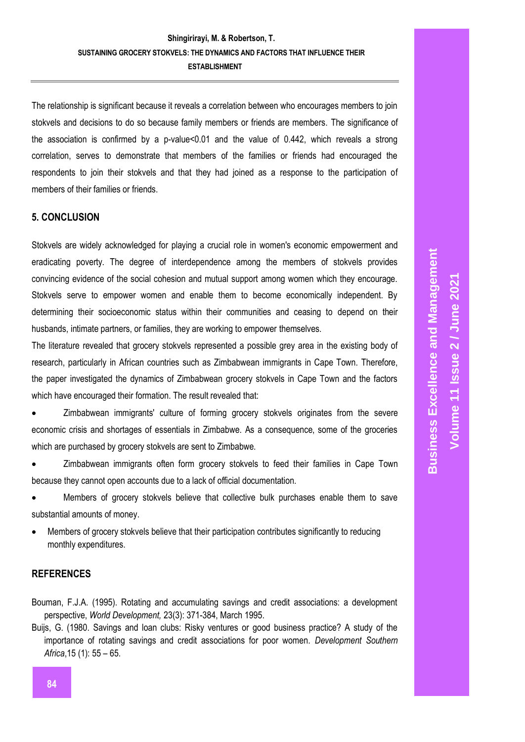The relationship is significant because it reveals a correlation between who encourages members to join stokvels and decisions to do so because family members or friends are members. The significance of the association is confirmed by a p-value<0.01 and the value of 0.442, which reveals a strong correlation, serves to demonstrate that members of the families or friends had encouraged the respondents to join their stokvels and that they had joined as a response to the participation of members of their families or friends.

## 5. CONCLUSION

Stokvels are widely acknowledged for playing a crucial role in women's economic empowerment and eradicating poverty. The degree of interdependence among the members of stokvels provides convincing evidence of the social cohesion and mutual support among women which they encourage. Stokvels serve to empower women and enable them to become economically independent. By determining their socioeconomic status within their communities and ceasing to depend on their husbands, intimate partners, or families, they are working to empower themselves.

The literature revealed that grocery stokvels represented a possible grey area in the existing body of research, particularly in African countries such as Zimbabwean immigrants in Cape Town. Therefore, the paper investigated the dynamics of Zimbabwean grocery stokvels in Cape Town and the factors which have encouraged their formation. The result revealed that:

- Zimbabwean immigrants' culture of forming grocery stokvels originates from the severe economic crisis and shortages of essentials in Zimbabwe. As a consequence, some of the groceries which are purchased by grocery stokvels are sent to Zimbabwe.
- Zimbabwean immigrants often form grocery stokvels to feed their families in Cape Town because they cannot open accounts due to a lack of official documentation.
- Members of grocery stokvels believe that collective bulk purchases enable them to save substantial amounts of money.
- Members of grocery stokvels believe that their participation contributes significantly to reducing monthly expenditures.

## REFERENCES

Bouman, F.J.A. (1995). Rotating and accumulating savings and credit associations: a development perspective, *World Development,* 23(3): 371-384, March 1995.

Buijs, G. (1980. Savings and loan clubs: Risky ventures or good business practice? A study of the importance of rotating savings and credit associations for poor women. *Development Southern Africa*,15 (1): 55 – 65.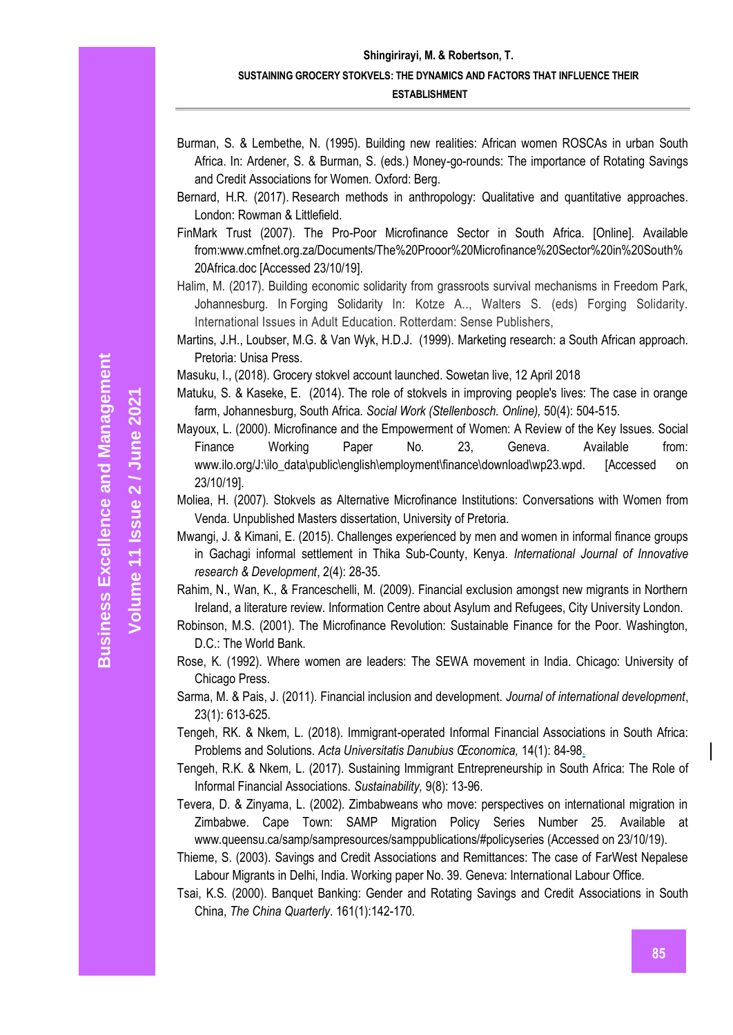Burman, S. & Lembethe, N. (1995). Building new realities: African women ROSCAs in urban South Africa. In: Ardener, S. & Burman, S. (eds.) Money-go-rounds: The importance of Rotating Savings and Credit Associations for Women. Oxford: Berg.

Bernard, H.R. (2017). Research methods in anthropology: Qualitative and quantitative approaches. London: Rowman & Littlefield.

FinMark Trust (2007). The Pro-Poor Microfinance Sector in South Africa. [Online]. Available from:www.cmfnet.org.za/Documents/The%20Prooor%20Microfinance%20Sector%20in%20South%20Africa.doc [Accessed 23/10/19].

Halim, M. (2017). Building economic solidarity from grassroots survival mechanisms in Freedom Park, Johannesburg. In Forging Solidarity In: Kotze A.., Walters S. (eds) Forging Solidarity. International Issues in Adult Education. Rotterdam: Sense Publishers,

Martins, J.H., Loubser, M.G. & Van Wyk, H.D.J. (1999). Marketing research: a South African approach. Pretoria: Unisa Press.

Masuku, I., (2018). Grocery stokvel account launched. Sowetan live, 12 April 2018

Matuku, S. & Kaseke, E. (2014). The role of stokvels in improving people's lives: The case in orange farm, Johannesburg, South Africa. *Social Work (Stellenbosch. Online),* 50(4): 504-515.

Mayoux, L. (2000). Microfinance and the Empowerment of Women: A Review of the Key Issues. Social Finance Working Paper No. 23, Geneva. Available from: www.ilo.org/J:\ilo_data\public\english\employment\finance\download\wp23.wpd. [Accessed on 23/10/19].

Moliea, H. (2007). Stokvels as Alternative Microfinance Institutions: Conversations with Women from Venda. Unpublished Masters dissertation, University of Pretoria.

Mwangi, J. & Kimani, E. (2015). Challenges experienced by men and women in informal finance groups in Gachagi informal settlement in Thika Sub-County, Kenya. *International Journal of Innovative research & Development*, 2(4): 28-35.

Rahim, N., Wan, K., & Franceschelli, M. (2009). Financial exclusion amongst new migrants in Northern Ireland, a literature review. Information Centre about Asylum and Refugees, City University London.

Robinson, M.S. (2001). The Microfinance Revolution: Sustainable Finance for the Poor. Washington, D.C.: The World Bank.

Rose, K. (1992). Where women are leaders: The SEWA movement in India. Chicago: University of Chicago Press.

Sarma, M. & Pais, J. (2011). Financial inclusion and development. *Journal of international development*, 23(1): 613-625.

Tengeh, RK. & Nkem, L. (2018). Immigrant-operated Informal Financial Associations in South Africa: Problems and Solutions. *Acta Universitatis Danubius Œconomica,* 14(1): 84-98.

Tengeh, R.K. & Nkem, L. (2017). Sustaining Immigrant Entrepreneurship in South Africa: The Role of Informal Financial Associations. *Sustainability,* 9(8): 13-96.

Tevera, D. & Zinyama, L. (2002). Zimbabweans who move: perspectives on international migration in Zimbabwe. Cape Town: SAMP Migration Policy Series Number 25. Available at www.queensu.ca/samp/sampresources/samppublications/#policyseries (Accessed on 23/10/19).

Thieme, S. (2003). Savings and Credit Associations and Remittances: The case of FarWest Nepalese Labour Migrants in Delhi, India. Working paper No. 39. Geneva: International Labour Office.

Tsai, K.S. (2000). Banquet Banking: Gender and Rotating Savings and Credit Associations in South China, *The China Quarterly*. 161(1):142-170.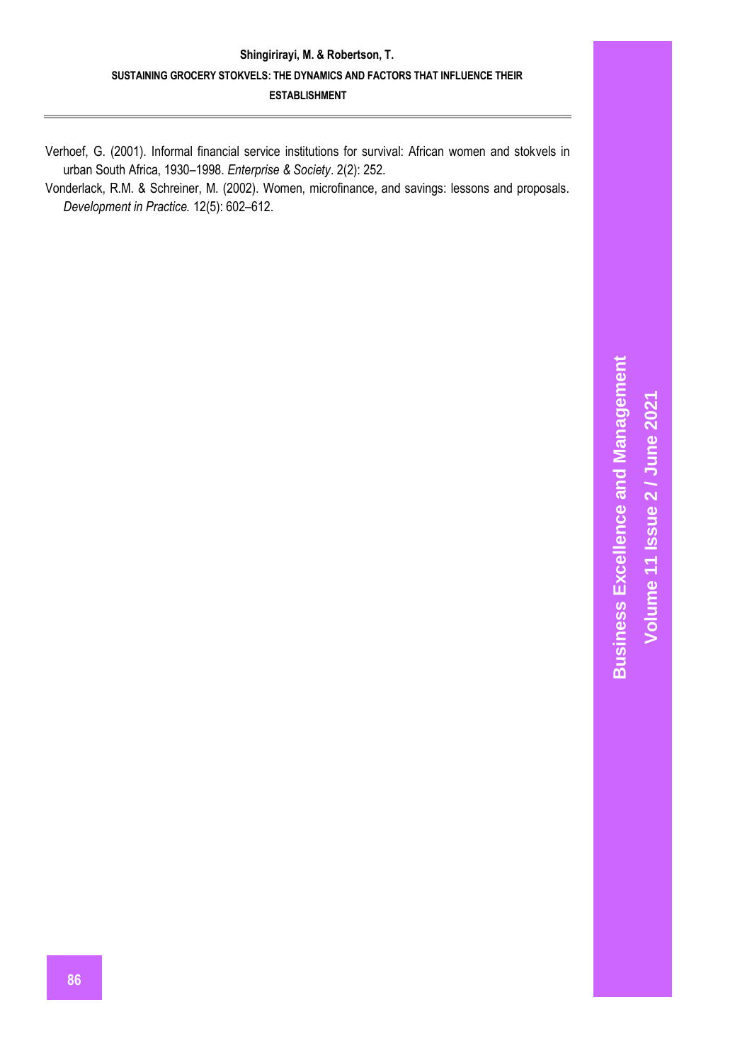Verhoef, G. (2001). Informal financial service institutions for survival: African women and stokvels in urban South Africa, 1930–1998. *Enterprise & Society*. 2(2): 252.

Vonderlack, R.M. & Schreiner, M. (2002). Women, microfinance, and savings: lessons and proposals. *Development in Practice.* 12(5): 602–612.